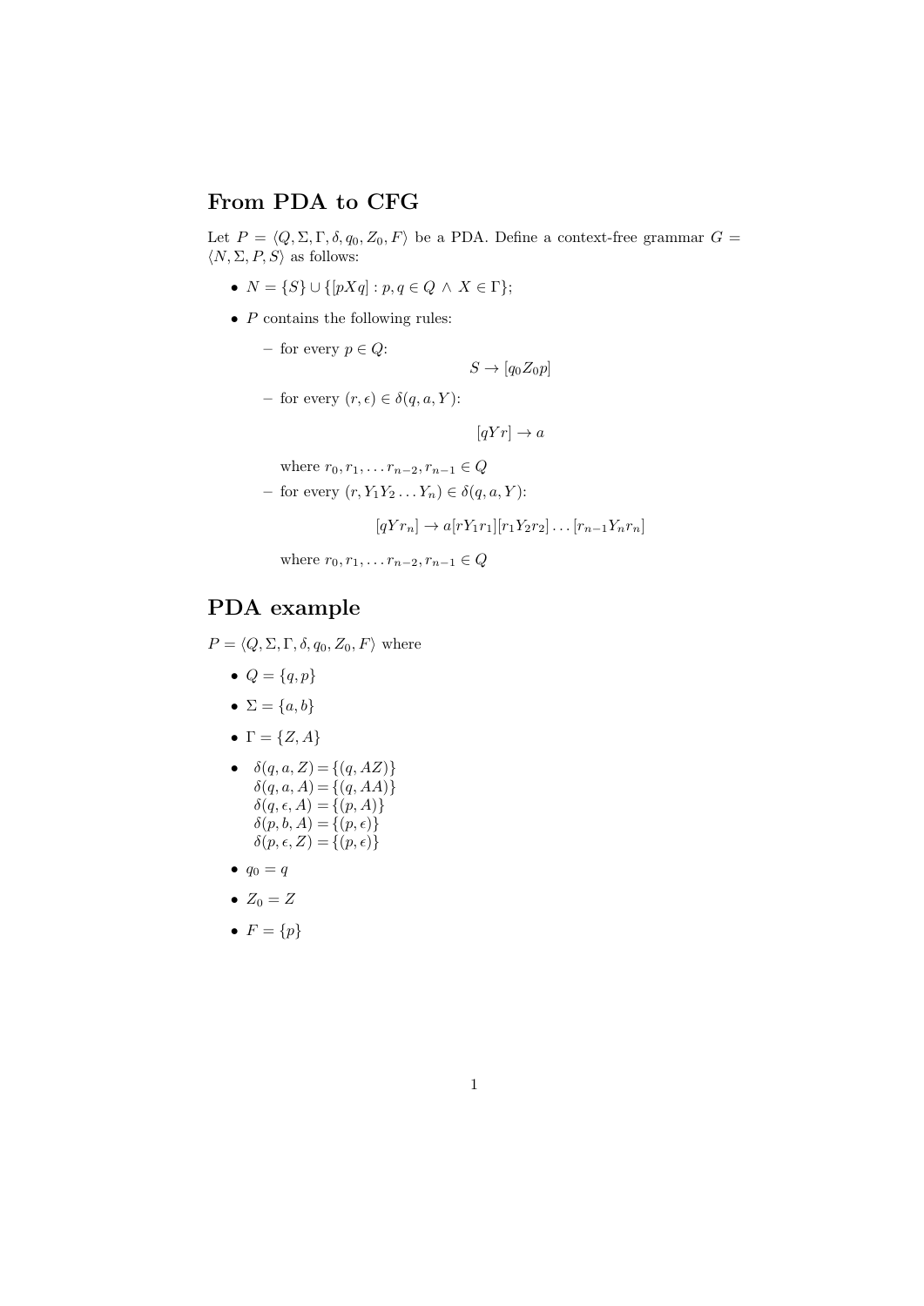## From PDA to CFG

Let $P = \langle Q, \Sigma, \Gamma, \delta, q_0, Z_0, F \rangle$ be a PDA. Define a context-free grammar $G = \langle N, \Sigma, P, S \rangle$ as follows:

- $N = \{S\} \cup \{[pXq] : p, q \in Q \wedge X \in \Gamma\}$;
- $P$ contains the following rules:
  - for every $p \in Q$:
  $$S \to [q_0 Z_0 p]$$
  - for every $(r, \epsilon) \in \delta(q, a, Y)$:
  $$[qYr] \to a$$
  where $r_0, r_1, \ldots r_{n-2}, r_{n-1} \in Q$
  - for every $(r, Y_1 Y_2 \ldots Y_n) \in \delta(q, a, Y)$:
  $$[qYr_n] \to a[rY_1r_1][r_1Y_2r_2] \ldots [r_{n-1}Y_nr_n]$$
  where $r_0, r_1, \ldots r_{n-2}, r_{n-1} \in Q$

## PDA example

$P = \langle Q, \Sigma, \Gamma, \delta, q_0, Z_0, F \rangle$ where

- $Q = \{q, p\}$
- $\Sigma = \{a, b\}$
- $\Gamma = \{Z, A\}$
- $\delta(q, a, Z) = \{(q, AZ)\}$
  $\delta(q, a, A) = \{(q, AA)\}$
  $\delta(q, \epsilon, A) = \{(p, A)\}$
  $\delta(p, b, A) = \{(p, \epsilon)\}$
  $\delta(p, \epsilon, Z) = \{(p, \epsilon)\}$
- $q_0 = q$
- $Z_0 = Z$
- $F = \{p\}$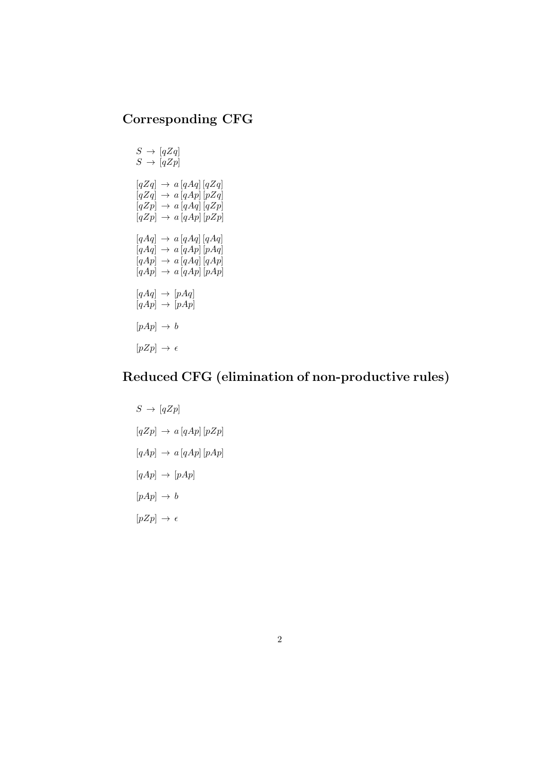## Corresponding CFG

$S \rightarrow [qZq]$
$S \rightarrow [qZp]$

$[qZq] \rightarrow a\,[qAq]\,[qZq]$
$[qZq] \rightarrow a\,[qAp]\,[pZq]$
$[qZp] \rightarrow a\,[qAq]\,[qZp]$
$[qZp] \rightarrow a\,[qAp]\,[pZp]$

$[qAq] \rightarrow a\,[qAq]\,[qAq]$
$[qAq] \rightarrow a\,[qAp]\,[pAq]$
$[qAp] \rightarrow a\,[qAq]\,[qAp]$
$[qAp] \rightarrow a\,[qAp]\,[pAp]$

$[qAq] \rightarrow [pAq]$
$[qAp] \rightarrow [pAp]$

$[pAp] \rightarrow b$

$[pZp] \rightarrow \epsilon$

## Reduced CFG (elimination of non-productive rules)

$S \rightarrow [qZp]$

$[qZp] \rightarrow a\,[qAp]\,[pZp]$

$[qAp] \rightarrow a\,[qAp]\,[pAp]$

$[qAp] \rightarrow [pAp]$

$[pAp] \rightarrow b$

$[pZp] \rightarrow \epsilon$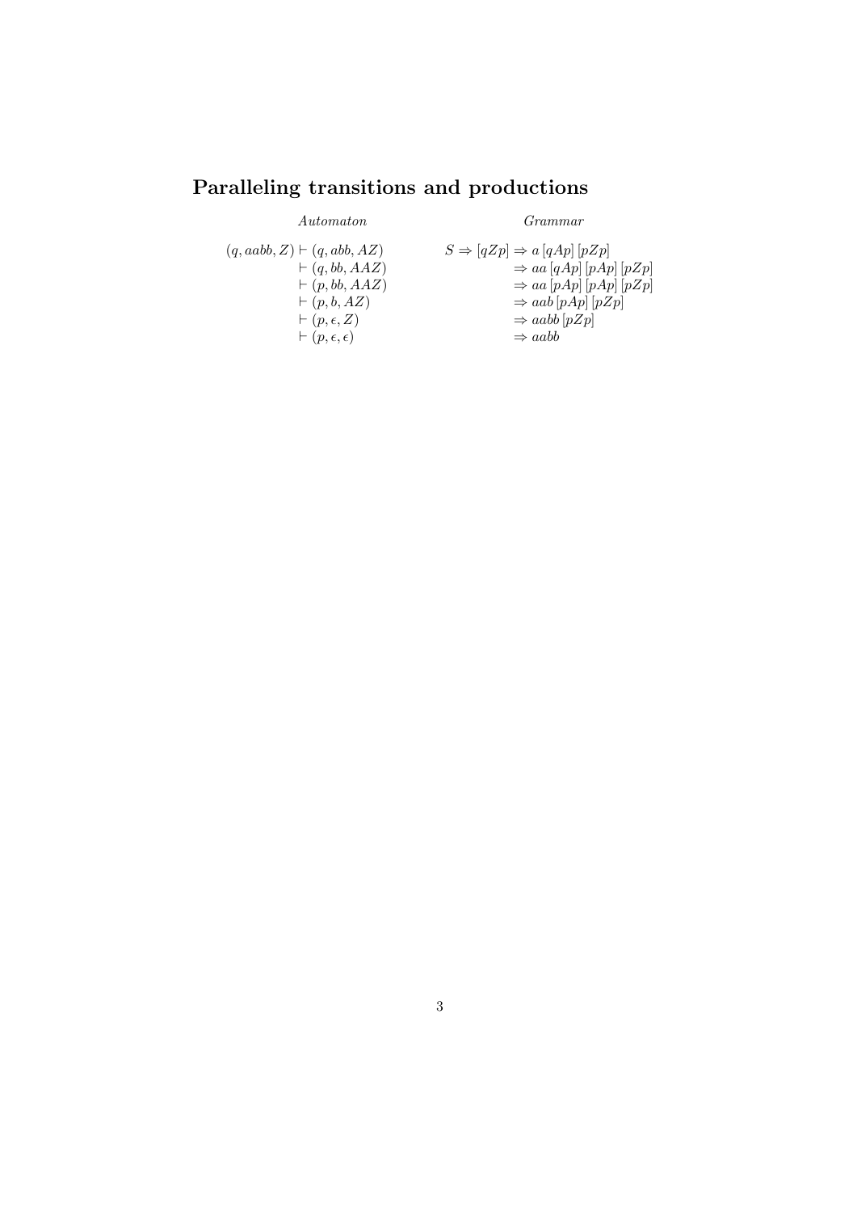# Paralleling transitions and productions

| *Automaton* | *Grammar* |
|---|---|
| $(q, aabb, Z) \vdash (q, abb, AZ)$ | $S \Rightarrow [qZp] \Rightarrow a\,[qAp]\,[pZp]$ |
| $\vdash (q, bb, AAZ)$ | $\Rightarrow aa\,[qAp]\,[pAp]\,[pZp]$ |
| $\vdash (p, bb, AAZ)$ | $\Rightarrow aa\,[pAp]\,[pAp]\,[pZp]$ |
| $\vdash (p, b, AZ)$ | $\Rightarrow aab\,[pAp]\,[pZp]$ |
| $\vdash (p, \epsilon, Z)$ | $\Rightarrow aabb\,[pZp]$ |
| $\vdash (p, \epsilon, \epsilon)$ | $\Rightarrow aabb$ |